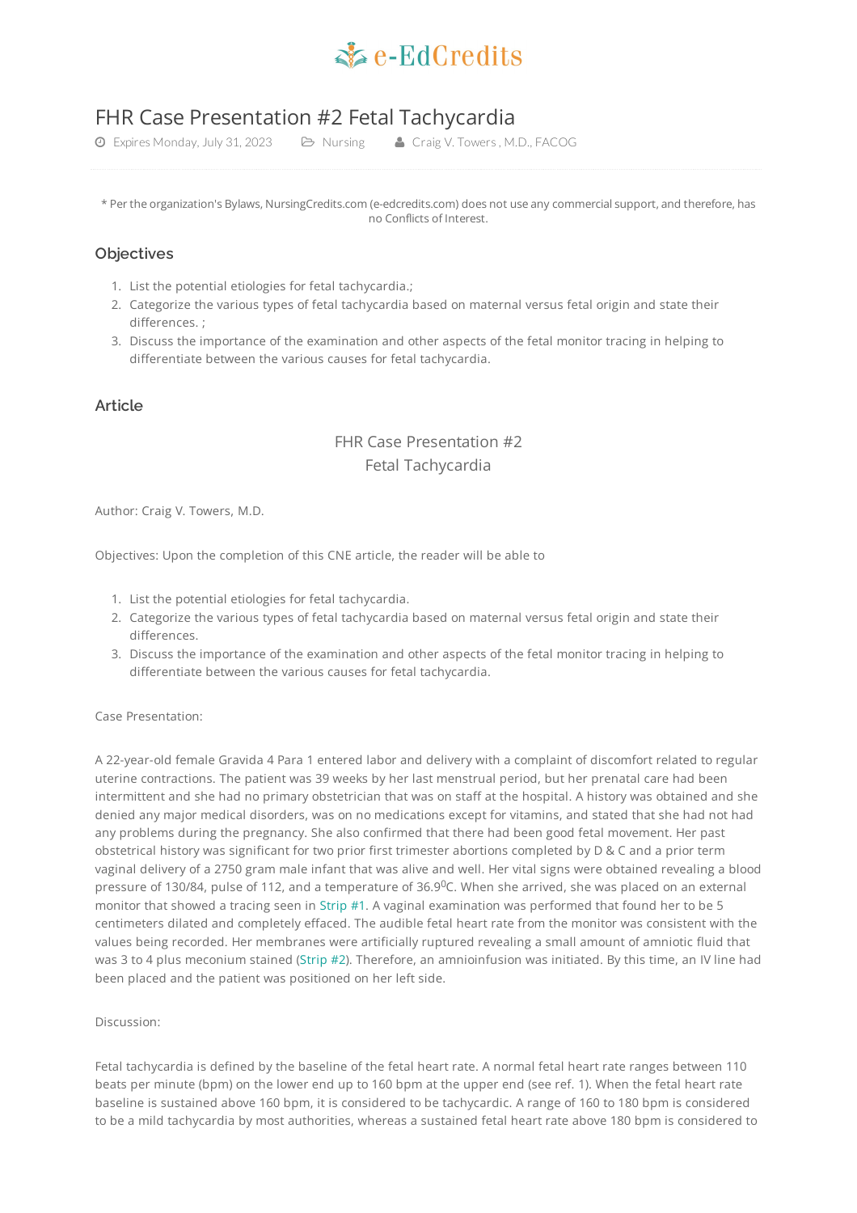# FHR Case Presentation #2 Fetal Tachycardia

Expires Monday, July 31, 2023 | Nursing | Craig V. Towers , M.D., FACOG

* Per the organization's Bylaws, NursingCredits.com (e-edcredits.com) does not use any commercial support, and therefore, has no Conflicts of Interest.

## Objectives

1. List the potential etiologies for fetal tachycardia.;
2. Categorize the various types of fetal tachycardia based on maternal versus fetal origin and state their differences. ;
3. Discuss the importance of the examination and other aspects of the fetal monitor tracing in helping to differentiate between the various causes for fetal tachycardia.

## Article

FHR Case Presentation #2
Fetal Tachycardia

Author: Craig V. Towers, M.D.

Objectives: Upon the completion of this CNE article, the reader will be able to

1. List the potential etiologies for fetal tachycardia.
2. Categorize the various types of fetal tachycardia based on maternal versus fetal origin and state their differences.
3. Discuss the importance of the examination and other aspects of the fetal monitor tracing in helping to differentiate between the various causes for fetal tachycardia.

Case Presentation:

A 22-year-old female Gravida 4 Para 1 entered labor and delivery with a complaint of discomfort related to regular uterine contractions. The patient was 39 weeks by her last menstrual period, but her prenatal care had been intermittent and she had no primary obstetrician that was on staff at the hospital. A history was obtained and she denied any major medical disorders, was on no medications except for vitamins, and stated that she had not had any problems during the pregnancy. She also confirmed that there had been good fetal movement. Her past obstetrical history was significant for two prior first trimester abortions completed by D & C and a prior term vaginal delivery of a 2750 gram male infant that was alive and well. Her vital signs were obtained revealing a blood pressure of 130/84, pulse of 112, and a temperature of 36.9$^{0}$C. When she arrived, she was placed on an external monitor that showed a tracing seen in Strip #1. A vaginal examination was performed that found her to be 5 centimeters dilated and completely effaced. The audible fetal heart rate from the monitor was consistent with the values being recorded. Her membranes were artificially ruptured revealing a small amount of amniotic fluid that was 3 to 4 plus meconium stained (Strip #2). Therefore, an amnioinfusion was initiated. By this time, an IV line had been placed and the patient was positioned on her left side.

Discussion:

Fetal tachycardia is defined by the baseline of the fetal heart rate. A normal fetal heart rate ranges between 110 beats per minute (bpm) on the lower end up to 160 bpm at the upper end (see ref. 1). When the fetal heart rate baseline is sustained above 160 bpm, it is considered to be tachycardic. A range of 160 to 180 bpm is considered to be a mild tachycardia by most authorities, whereas a sustained fetal heart rate above 180 bpm is considered to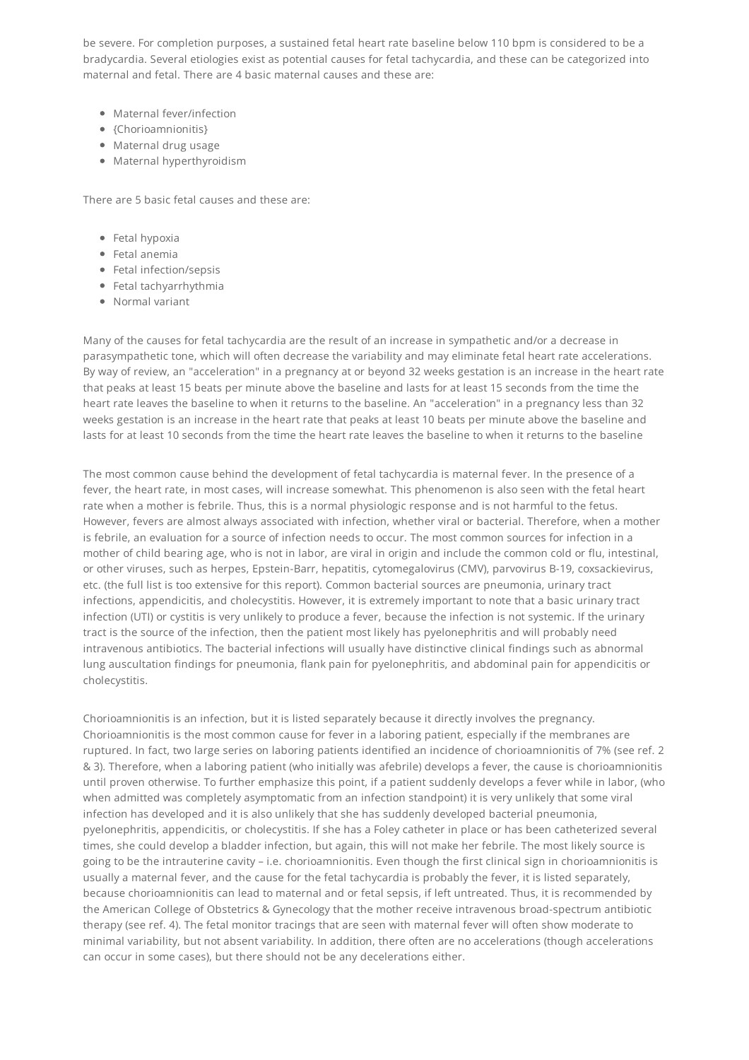be severe. For completion purposes, a sustained fetal heart rate baseline below 110 bpm is considered to be a bradycardia. Several etiologies exist as potential causes for fetal tachycardia, and these can be categorized into maternal and fetal. There are 4 basic maternal causes and these are:

- Maternal fever/infection
- {Chorioamnionitis}
- Maternal drug usage
- Maternal hyperthyroidism

There are 5 basic fetal causes and these are:

- Fetal hypoxia
- Fetal anemia
- Fetal infection/sepsis
- Fetal tachyarrhythmia
- Normal variant

Many of the causes for fetal tachycardia are the result of an increase in sympathetic and/or a decrease in parasympathetic tone, which will often decrease the variability and may eliminate fetal heart rate accelerations. By way of review, an "acceleration" in a pregnancy at or beyond 32 weeks gestation is an increase in the heart rate that peaks at least 15 beats per minute above the baseline and lasts for at least 15 seconds from the time the heart rate leaves the baseline to when it returns to the baseline. An "acceleration" in a pregnancy less than 32 weeks gestation is an increase in the heart rate that peaks at least 10 beats per minute above the baseline and lasts for at least 10 seconds from the time the heart rate leaves the baseline to when it returns to the baseline

The most common cause behind the development of fetal tachycardia is maternal fever. In the presence of a fever, the heart rate, in most cases, will increase somewhat. This phenomenon is also seen with the fetal heart rate when a mother is febrile. Thus, this is a normal physiologic response and is not harmful to the fetus. However, fevers are almost always associated with infection, whether viral or bacterial. Therefore, when a mother is febrile, an evaluation for a source of infection needs to occur. The most common sources for infection in a mother of child bearing age, who is not in labor, are viral in origin and include the common cold or flu, intestinal, or other viruses, such as herpes, Epstein-Barr, hepatitis, cytomegalovirus (CMV), parvovirus B-19, coxsackievirus, etc. (the full list is too extensive for this report). Common bacterial sources are pneumonia, urinary tract infections, appendicitis, and cholecystitis. However, it is extremely important to note that a basic urinary tract infection (UTI) or cystitis is very unlikely to produce a fever, because the infection is not systemic. If the urinary tract is the source of the infection, then the patient most likely has pyelonephritis and will probably need intravenous antibiotics. The bacterial infections will usually have distinctive clinical findings such as abnormal lung auscultation findings for pneumonia, flank pain for pyelonephritis, and abdominal pain for appendicitis or cholecystitis.

Chorioamnionitis is an infection, but it is listed separately because it directly involves the pregnancy. Chorioamnionitis is the most common cause for fever in a laboring patient, especially if the membranes are ruptured. In fact, two large series on laboring patients identified an incidence of chorioamnionitis of 7% (see ref. 2 & 3). Therefore, when a laboring patient (who initially was afebrile) develops a fever, the cause is chorioamnionitis until proven otherwise. To further emphasize this point, if a patient suddenly develops a fever while in labor, (who when admitted was completely asymptomatic from an infection standpoint) it is very unlikely that some viral infection has developed and it is also unlikely that she has suddenly developed bacterial pneumonia, pyelonephritis, appendicitis, or cholecystitis. If she has a Foley catheter in place or has been catheterized several times, she could develop a bladder infection, but again, this will not make her febrile. The most likely source is going to be the intrauterine cavity – i.e. chorioamnionitis. Even though the first clinical sign in chorioamnionitis is usually a maternal fever, and the cause for the fetal tachycardia is probably the fever, it is listed separately, because chorioamnionitis can lead to maternal and or fetal sepsis, if left untreated. Thus, it is recommended by the American College of Obstetrics & Gynecology that the mother receive intravenous broad-spectrum antibiotic therapy (see ref. 4). The fetal monitor tracings that are seen with maternal fever will often show moderate to minimal variability, but not absent variability. In addition, there often are no accelerations (though accelerations can occur in some cases), but there should not be any decelerations either.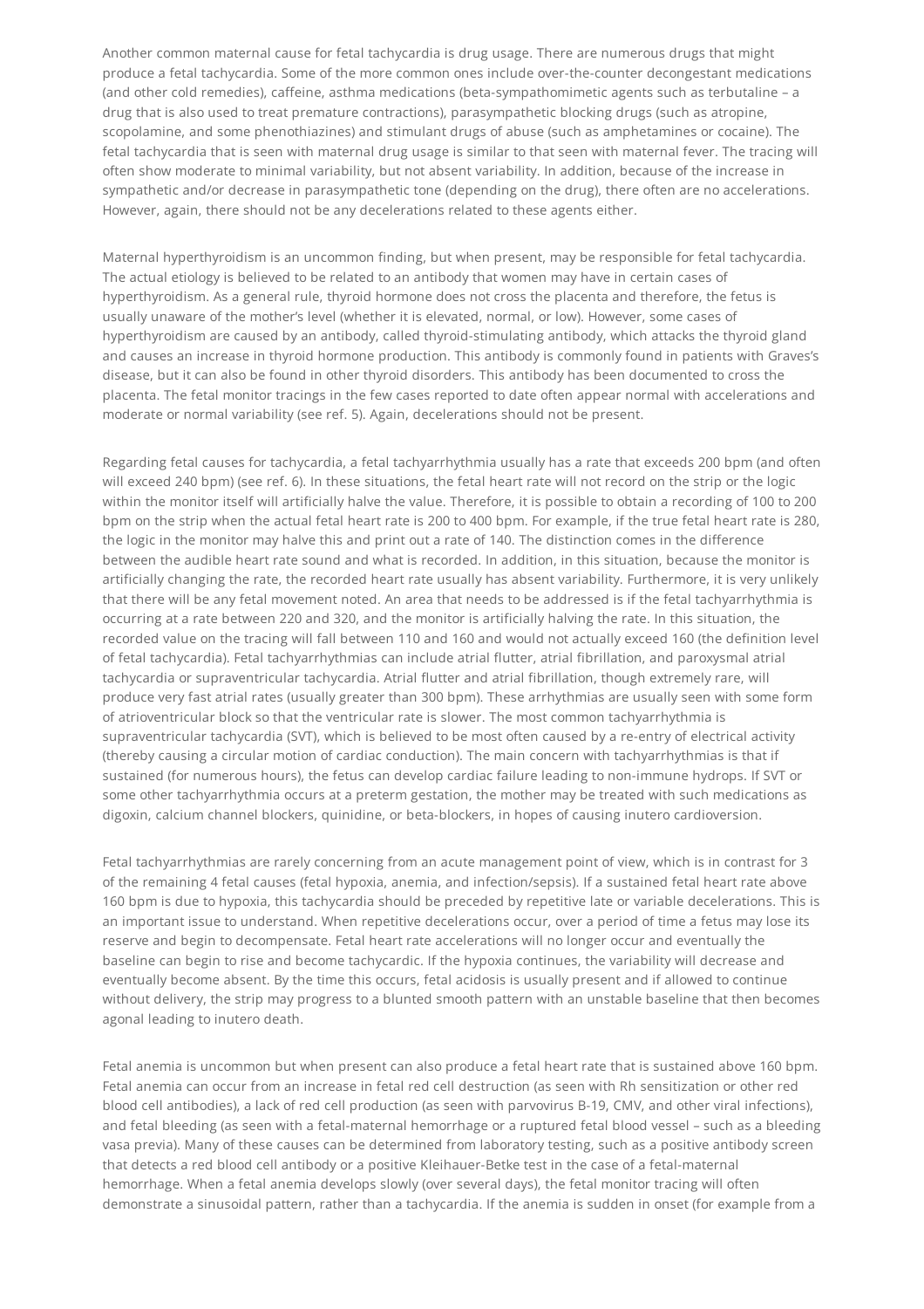Another common maternal cause for fetal tachycardia is drug usage. There are numerous drugs that might produce a fetal tachycardia. Some of the more common ones include over-the-counter decongestant medications (and other cold remedies), caffeine, asthma medications (beta-sympathomimetic agents such as terbutaline – a drug that is also used to treat premature contractions), parasympathetic blocking drugs (such as atropine, scopolamine, and some phenothiazines) and stimulant drugs of abuse (such as amphetamines or cocaine). The fetal tachycardia that is seen with maternal drug usage is similar to that seen with maternal fever. The tracing will often show moderate to minimal variability, but not absent variability. In addition, because of the increase in sympathetic and/or decrease in parasympathetic tone (depending on the drug), there often are no accelerations. However, again, there should not be any decelerations related to these agents either.

Maternal hyperthyroidism is an uncommon finding, but when present, may be responsible for fetal tachycardia. The actual etiology is believed to be related to an antibody that women may have in certain cases of hyperthyroidism. As a general rule, thyroid hormone does not cross the placenta and therefore, the fetus is usually unaware of the mother's level (whether it is elevated, normal, or low). However, some cases of hyperthyroidism are caused by an antibody, called thyroid-stimulating antibody, which attacks the thyroid gland and causes an increase in thyroid hormone production. This antibody is commonly found in patients with Graves's disease, but it can also be found in other thyroid disorders. This antibody has been documented to cross the placenta. The fetal monitor tracings in the few cases reported to date often appear normal with accelerations and moderate or normal variability (see ref. 5). Again, decelerations should not be present.

Regarding fetal causes for tachycardia, a fetal tachyarrhythmia usually has a rate that exceeds 200 bpm (and often will exceed 240 bpm) (see ref. 6). In these situations, the fetal heart rate will not record on the strip or the logic within the monitor itself will artificially halve the value. Therefore, it is possible to obtain a recording of 100 to 200 bpm on the strip when the actual fetal heart rate is 200 to 400 bpm. For example, if the true fetal heart rate is 280, the logic in the monitor may halve this and print out a rate of 140. The distinction comes in the difference between the audible heart rate sound and what is recorded. In addition, in this situation, because the monitor is artificially changing the rate, the recorded heart rate usually has absent variability. Furthermore, it is very unlikely that there will be any fetal movement noted. An area that needs to be addressed is if the fetal tachyarrhythmia is occurring at a rate between 220 and 320, and the monitor is artificially halving the rate. In this situation, the recorded value on the tracing will fall between 110 and 160 and would not actually exceed 160 (the definition level of fetal tachycardia). Fetal tachyarrhythmias can include atrial flutter, atrial fibrillation, and paroxysmal atrial tachycardia or supraventricular tachycardia. Atrial flutter and atrial fibrillation, though extremely rare, will produce very fast atrial rates (usually greater than 300 bpm). These arrhythmias are usually seen with some form of atrioventricular block so that the ventricular rate is slower. The most common tachyarrhythmia is supraventricular tachycardia (SVT), which is believed to be most often caused by a re-entry of electrical activity (thereby causing a circular motion of cardiac conduction). The main concern with tachyarrhythmias is that if sustained (for numerous hours), the fetus can develop cardiac failure leading to non-immune hydrops. If SVT or some other tachyarrhythmia occurs at a preterm gestation, the mother may be treated with such medications as digoxin, calcium channel blockers, quinidine, or beta-blockers, in hopes of causing inutero cardioversion.

Fetal tachyarrhythmias are rarely concerning from an acute management point of view, which is in contrast for 3 of the remaining 4 fetal causes (fetal hypoxia, anemia, and infection/sepsis). If a sustained fetal heart rate above 160 bpm is due to hypoxia, this tachycardia should be preceded by repetitive late or variable decelerations. This is an important issue to understand. When repetitive decelerations occur, over a period of time a fetus may lose its reserve and begin to decompensate. Fetal heart rate accelerations will no longer occur and eventually the baseline can begin to rise and become tachycardic. If the hypoxia continues, the variability will decrease and eventually become absent. By the time this occurs, fetal acidosis is usually present and if allowed to continue without delivery, the strip may progress to a blunted smooth pattern with an unstable baseline that then becomes agonal leading to inutero death.

Fetal anemia is uncommon but when present can also produce a fetal heart rate that is sustained above 160 bpm. Fetal anemia can occur from an increase in fetal red cell destruction (as seen with Rh sensitization or other red blood cell antibodies), a lack of red cell production (as seen with parvovirus B-19, CMV, and other viral infections), and fetal bleeding (as seen with a fetal-maternal hemorrhage or a ruptured fetal blood vessel – such as a bleeding vasa previa). Many of these causes can be determined from laboratory testing, such as a positive antibody screen that detects a red blood cell antibody or a positive Kleihauer-Betke test in the case of a fetal-maternal hemorrhage. When a fetal anemia develops slowly (over several days), the fetal monitor tracing will often demonstrate a sinusoidal pattern, rather than a tachycardia. If the anemia is sudden in onset (for example from a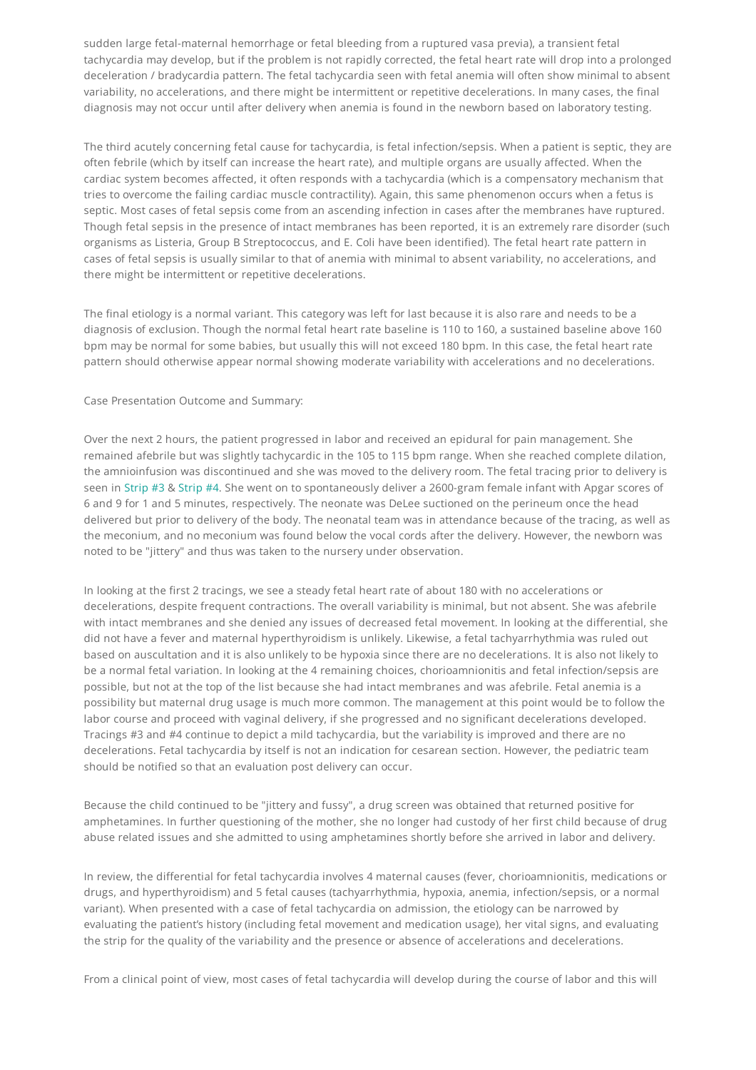sudden large fetal-maternal hemorrhage or fetal bleeding from a ruptured vasa previa), a transient fetal tachycardia may develop, but if the problem is not rapidly corrected, the fetal heart rate will drop into a prolonged deceleration / bradycardia pattern. The fetal tachycardia seen with fetal anemia will often show minimal to absent variability, no accelerations, and there might be intermittent or repetitive decelerations. In many cases, the final diagnosis may not occur until after delivery when anemia is found in the newborn based on laboratory testing.

The third acutely concerning fetal cause for tachycardia, is fetal infection/sepsis. When a patient is septic, they are often febrile (which by itself can increase the heart rate), and multiple organs are usually affected. When the cardiac system becomes affected, it often responds with a tachycardia (which is a compensatory mechanism that tries to overcome the failing cardiac muscle contractility). Again, this same phenomenon occurs when a fetus is septic. Most cases of fetal sepsis come from an ascending infection in cases after the membranes have ruptured. Though fetal sepsis in the presence of intact membranes has been reported, it is an extremely rare disorder (such organisms as Listeria, Group B Streptococcus, and E. Coli have been identified). The fetal heart rate pattern in cases of fetal sepsis is usually similar to that of anemia with minimal to absent variability, no accelerations, and there might be intermittent or repetitive decelerations.

The final etiology is a normal variant. This category was left for last because it is also rare and needs to be a diagnosis of exclusion. Though the normal fetal heart rate baseline is 110 to 160, a sustained baseline above 160 bpm may be normal for some babies, but usually this will not exceed 180 bpm. In this case, the fetal heart rate pattern should otherwise appear normal showing moderate variability with accelerations and no decelerations.

Case Presentation Outcome and Summary:

Over the next 2 hours, the patient progressed in labor and received an epidural for pain management. She remained afebrile but was slightly tachycardic in the 105 to 115 bpm range. When she reached complete dilation, the amnioinfusion was discontinued and she was moved to the delivery room. The fetal tracing prior to delivery is seen in Strip #3 & Strip #4. She went on to spontaneously deliver a 2600-gram female infant with Apgar scores of 6 and 9 for 1 and 5 minutes, respectively. The neonate was DeLee suctioned on the perineum once the head delivered but prior to delivery of the body. The neonatal team was in attendance because of the tracing, as well as the meconium, and no meconium was found below the vocal cords after the delivery. However, the newborn was noted to be "jittery" and thus was taken to the nursery under observation.

In looking at the first 2 tracings, we see a steady fetal heart rate of about 180 with no accelerations or decelerations, despite frequent contractions. The overall variability is minimal, but not absent. She was afebrile with intact membranes and she denied any issues of decreased fetal movement. In looking at the differential, she did not have a fever and maternal hyperthyroidism is unlikely. Likewise, a fetal tachyarrhythmia was ruled out based on auscultation and it is also unlikely to be hypoxia since there are no decelerations. It is also not likely to be a normal fetal variation. In looking at the 4 remaining choices, chorioamnionitis and fetal infection/sepsis are possible, but not at the top of the list because she had intact membranes and was afebrile. Fetal anemia is a possibility but maternal drug usage is much more common. The management at this point would be to follow the labor course and proceed with vaginal delivery, if she progressed and no significant decelerations developed. Tracings #3 and #4 continue to depict a mild tachycardia, but the variability is improved and there are no decelerations. Fetal tachycardia by itself is not an indication for cesarean section. However, the pediatric team should be notified so that an evaluation post delivery can occur.

Because the child continued to be "jittery and fussy", a drug screen was obtained that returned positive for amphetamines. In further questioning of the mother, she no longer had custody of her first child because of drug abuse related issues and she admitted to using amphetamines shortly before she arrived in labor and delivery.

In review, the differential for fetal tachycardia involves 4 maternal causes (fever, chorioamnionitis, medications or drugs, and hyperthyroidism) and 5 fetal causes (tachyarrhythmia, hypoxia, anemia, infection/sepsis, or a normal variant). When presented with a case of fetal tachycardia on admission, the etiology can be narrowed by evaluating the patient's history (including fetal movement and medication usage), her vital signs, and evaluating the strip for the quality of the variability and the presence or absence of accelerations and decelerations.

From a clinical point of view, most cases of fetal tachycardia will develop during the course of labor and this will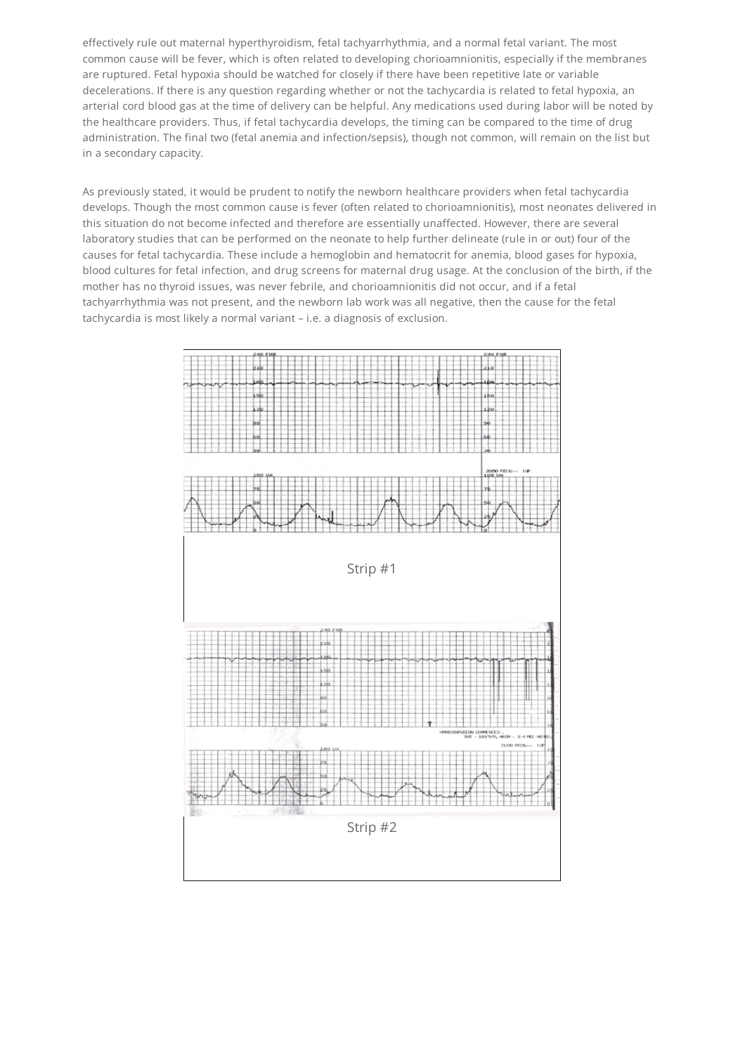effectively rule out maternal hyperthyroidism, fetal tachyarrhythmia, and a normal fetal variant. The most common cause will be fever, which is often related to developing chorioamnionitis, especially if the membranes are ruptured. Fetal hypoxia should be watched for closely if there have been repetitive late or variable decelerations. If there is any question regarding whether or not the tachycardia is related to fetal hypoxia, an arterial cord blood gas at the time of delivery can be helpful. Any medications used during labor will be noted by the healthcare providers. Thus, if fetal tachycardia develops, the timing can be compared to the time of drug administration. The final two (fetal anemia and infection/sepsis), though not common, will remain on the list but in a secondary capacity.

As previously stated, it would be prudent to notify the newborn healthcare providers when fetal tachycardia develops. Though the most common cause is fever (often related to chorioamnionitis), most neonates delivered in this situation do not become infected and therefore are essentially unaffected. However, there are several laboratory studies that can be performed on the neonate to help further delineate (rule in or out) four of the causes for fetal tachycardia. These include a hemoglobin and hematocrit for anemia, blood gases for hypoxia, blood cultures for fetal infection, and drug screens for maternal drug usage. At the conclusion of the birth, if the mother has no thyroid issues, was never febrile, and chorioamnionitis did not occur, and if a fetal tachyarrhythmia was not present, and the newborn lab work was all negative, then the cause for the fetal tachycardia is most likely a normal variant – i.e. a diagnosis of exclusion.

Strip #1

Strip #2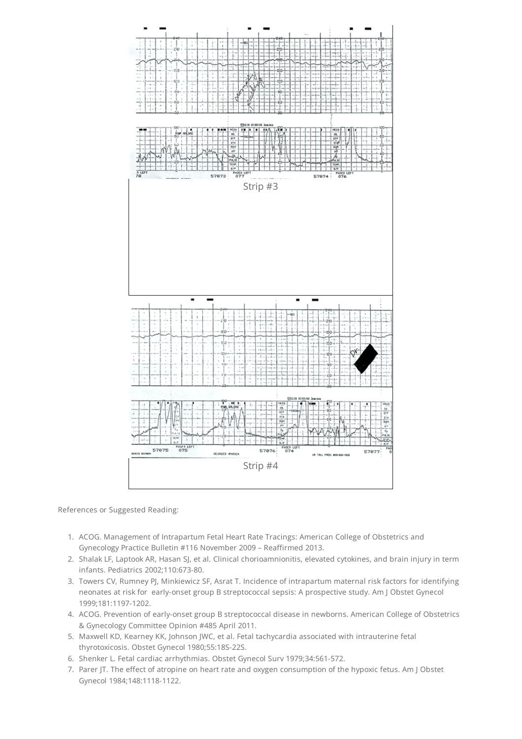Strip #3

Strip #4

References or Suggested Reading:

1. ACOG. Management of Intrapartum Fetal Heart Rate Tracings: American College of Obstetrics and Gynecology Practice Bulletin #116 November 2009 – Reaffirmed 2013.
2. Shalak LF, Laptook AR, Hasan SJ, et al. Clinical chorioamnionitis, elevated cytokines, and brain injury in term infants. Pediatrics 2002;110:673-80.
3. Towers CV, Rumney PJ, Minkiewicz SF, Asrat T. Incidence of intrapartum maternal risk factors for identifying neonates at risk for early-onset group B streptococcal sepsis: A prospective study. Am J Obstet Gynecol 1999;181:1197-1202.
4. ACOG. Prevention of early-onset group B streptococcal disease in newborns. American College of Obstetrics & Gynecology Committee Opinion #485 April 2011.
5. Maxwell KD, Kearney KK, Johnson JWC, et al. Fetal tachycardia associated with intrauterine fetal thyrotoxicosis. Obstet Gynecol 1980;55:18S-22S.
6. Shenker L. Fetal cardiac arrhythmias. Obstet Gynecol Surv 1979;34:561-572.
7. Parer JT. The effect of atropine on heart rate and oxygen consumption of the hypoxic fetus. Am J Obstet Gynecol 1984;148:1118-1122.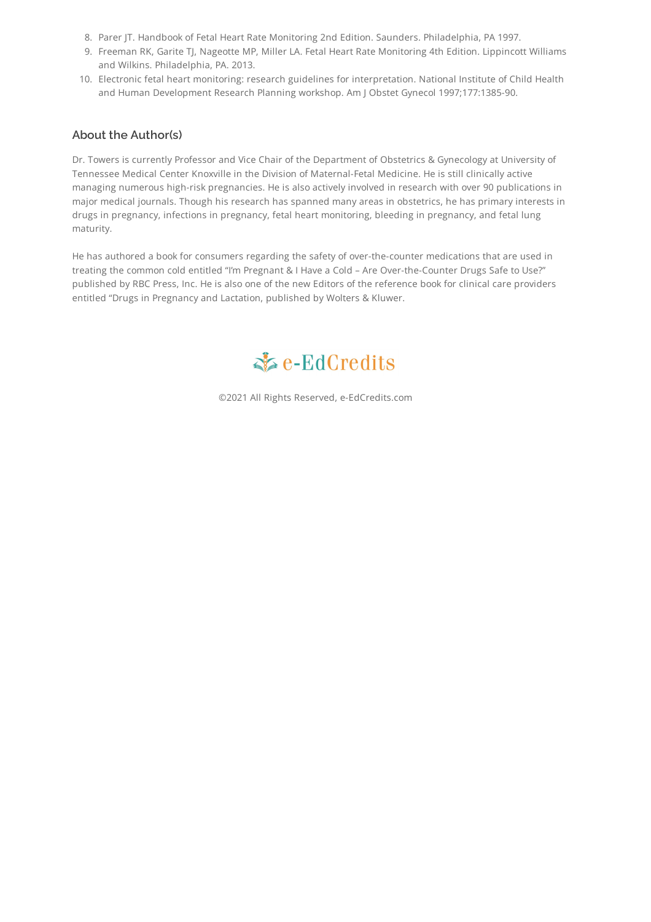8. Parer JT. Handbook of Fetal Heart Rate Monitoring 2nd Edition. Saunders. Philadelphia, PA 1997.
9. Freeman RK, Garite TJ, Nageotte MP, Miller LA. Fetal Heart Rate Monitoring 4th Edition. Lippincott Williams and Wilkins. Philadelphia, PA. 2013.
10. Electronic fetal heart monitoring: research guidelines for interpretation. National Institute of Child Health and Human Development Research Planning workshop. Am J Obstet Gynecol 1997;177:1385-90.

## About the Author(s)

Dr. Towers is currently Professor and Vice Chair of the Department of Obstetrics & Gynecology at University of Tennessee Medical Center Knoxville in the Division of Maternal-Fetal Medicine. He is still clinically active managing numerous high-risk pregnancies. He is also actively involved in research with over 90 publications in major medical journals. Though his research has spanned many areas in obstetrics, he has primary interests in drugs in pregnancy, infections in pregnancy, fetal heart monitoring, bleeding in pregnancy, and fetal lung maturity.

He has authored a book for consumers regarding the safety of over-the-counter medications that are used in treating the common cold entitled "I'm Pregnant & I Have a Cold – Are Over-the-Counter Drugs Safe to Use?" published by RBC Press, Inc. He is also one of the new Editors of the reference book for clinical care providers entitled "Drugs in Pregnancy and Lactation, published by Wolters & Kluwer.

e-EdCredits

©2021 All Rights Reserved, e-EdCredits.com